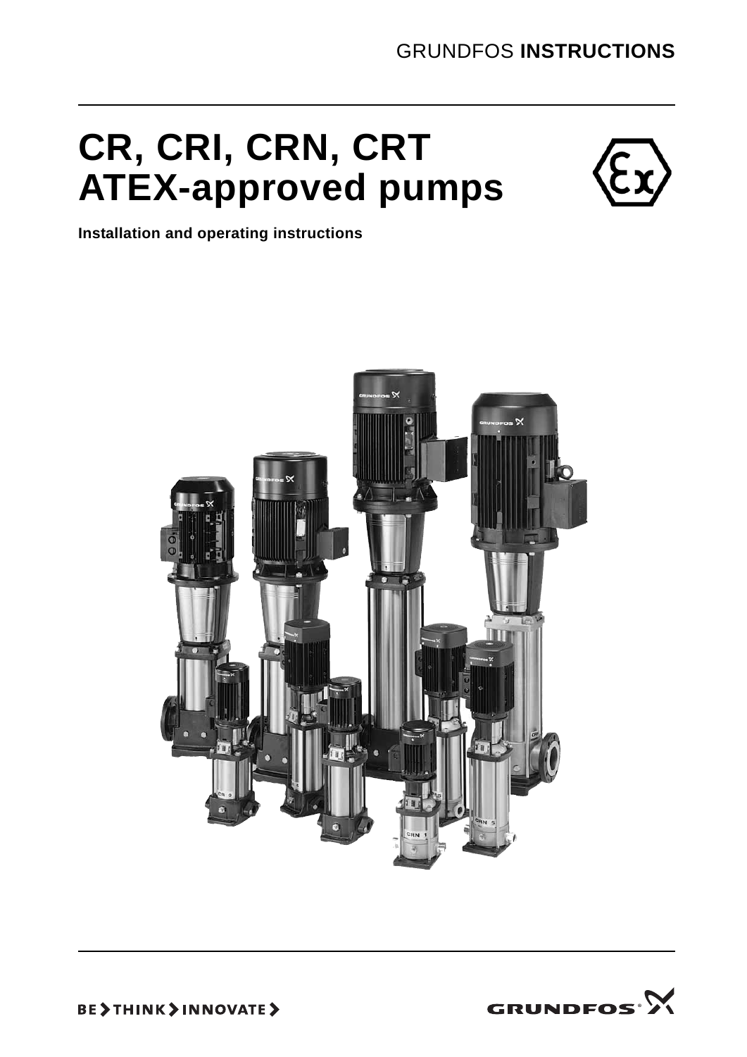GRUNDFOS **INSTRUCTIONS**

# CR, CRI, CRN, CRT ATEX-approved pumps

**Installation and operating instructions**

BE > THINK > INNOVATE >

GRUNDFOS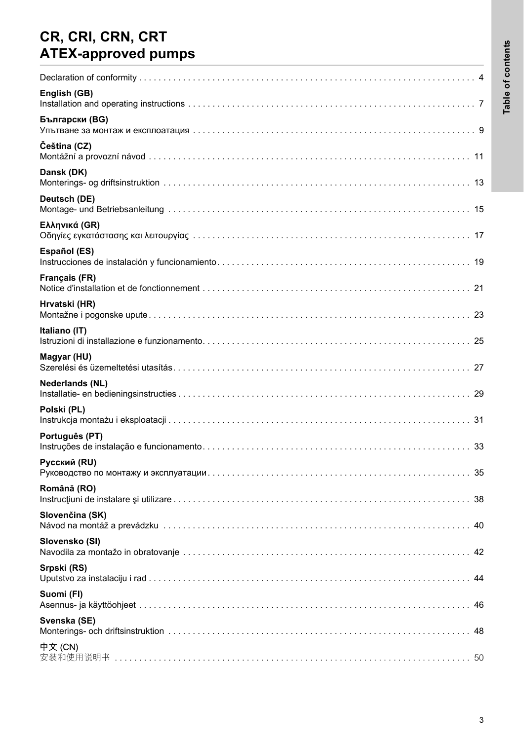# CR, CRI, CRN, CRT
# ATEX-approved pumps

Table of contents

Declaration of conformity . . . . . . . . . . . . . . . . . . . . . . . . . . . . . . . . . . . . . . . . . . . . . . . . . . . . . . . . . . . . . . . . . . . . . 4

**English (GB)**
Installation and operating instructions . . . . . . . . . . . . . . . . . . . . . . . . . . . . . . . . . . . . . . . . . . . . . . . . . . . . . . . . . . . 7

**Български (BG)**
Упътване за монтаж и експлоатация . . . . . . . . . . . . . . . . . . . . . . . . . . . . . . . . . . . . . . . . . . . . . . . . . . . . . . . . . 9

**Čeština (CZ)**
Montážní a provozní návod . . . . . . . . . . . . . . . . . . . . . . . . . . . . . . . . . . . . . . . . . . . . . . . . . . . . . . . . . . . . . . . . . 11

**Dansk (DK)**
Monterings- og driftsinstruktion . . . . . . . . . . . . . . . . . . . . . . . . . . . . . . . . . . . . . . . . . . . . . . . . . . . . . . . . . . . . . 13

**Deutsch (DE)**
Montage- und Betriebsanleitung . . . . . . . . . . . . . . . . . . . . . . . . . . . . . . . . . . . . . . . . . . . . . . . . . . . . . . . . . . . . . 15

**Ελληνικά (GR)**
Οδηγίες εγκατάστασης και λειτουργίας . . . . . . . . . . . . . . . . . . . . . . . . . . . . . . . . . . . . . . . . . . . . . . . . . . . . . . . 17

**Español (ES)**
Instrucciones de instalación y funcionamiento . . . . . . . . . . . . . . . . . . . . . . . . . . . . . . . . . . . . . . . . . . . . . . . . . . . 19

**Français (FR)**
Notice d'installation et de fonctionnement . . . . . . . . . . . . . . . . . . . . . . . . . . . . . . . . . . . . . . . . . . . . . . . . . . . . . . 21

**Hrvatski (HR)**
Montažne i pogonske upute . . . . . . . . . . . . . . . . . . . . . . . . . . . . . . . . . . . . . . . . . . . . . . . . . . . . . . . . . . . . . . . . . 23

**Italiano (IT)**
Istruzioni di installazione e funzionamento . . . . . . . . . . . . . . . . . . . . . . . . . . . . . . . . . . . . . . . . . . . . . . . . . . . . . . 25

**Magyar (HU)**
Szerelési és üzemeltetési utasítás . . . . . . . . . . . . . . . . . . . . . . . . . . . . . . . . . . . . . . . . . . . . . . . . . . . . . . . . . . . . 27

**Nederlands (NL)**
Installatie- en bedieningsinstructies . . . . . . . . . . . . . . . . . . . . . . . . . . . . . . . . . . . . . . . . . . . . . . . . . . . . . . . . . . . 29

**Polski (PL)**
Instrukcja montażu i eksploatacji . . . . . . . . . . . . . . . . . . . . . . . . . . . . . . . . . . . . . . . . . . . . . . . . . . . . . . . . . . . . . 31

**Português (PT)**
Instruções de instalação e funcionamento . . . . . . . . . . . . . . . . . . . . . . . . . . . . . . . . . . . . . . . . . . . . . . . . . . . . . . 33

**Русский (RU)**
Руководство по монтажу и эксплуатации . . . . . . . . . . . . . . . . . . . . . . . . . . . . . . . . . . . . . . . . . . . . . . . . . . . . . 35

**Română (RO)**
Instrucţiuni de instalare şi utilizare . . . . . . . . . . . . . . . . . . . . . . . . . . . . . . . . . . . . . . . . . . . . . . . . . . . . . . . . . . . . 38

**Slovenčina (SK)**
Návod na montáž a prevádzku . . . . . . . . . . . . . . . . . . . . . . . . . . . . . . . . . . . . . . . . . . . . . . . . . . . . . . . . . . . . . . 40

**Slovensko (SI)**
Navodila za montažo in obratovanje . . . . . . . . . . . . . . . . . . . . . . . . . . . . . . . . . . . . . . . . . . . . . . . . . . . . . . . . . . 42

**Srpski (RS)**
Uputstvo za instalaciju i rad . . . . . . . . . . . . . . . . . . . . . . . . . . . . . . . . . . . . . . . . . . . . . . . . . . . . . . . . . . . . . . . . . 44

**Suomi (FI)**
Asennus- ja käyttöohjeet . . . . . . . . . . . . . . . . . . . . . . . . . . . . . . . . . . . . . . . . . . . . . . . . . . . . . . . . . . . . . . . . . . . 46

**Svenska (SE)**
Monterings- och driftsinstruktion . . . . . . . . . . . . . . . . . . . . . . . . . . . . . . . . . . . . . . . . . . . . . . . . . . . . . . . . . . . . . 48

**中文 (CN)**
安装和使用说明书 . . . . . . . . . . . . . . . . . . . . . . . . . . . . . . . . . . . . . . . . . . . . . . . . . . . . . . . . . . . . . . . . . . . . . . . 50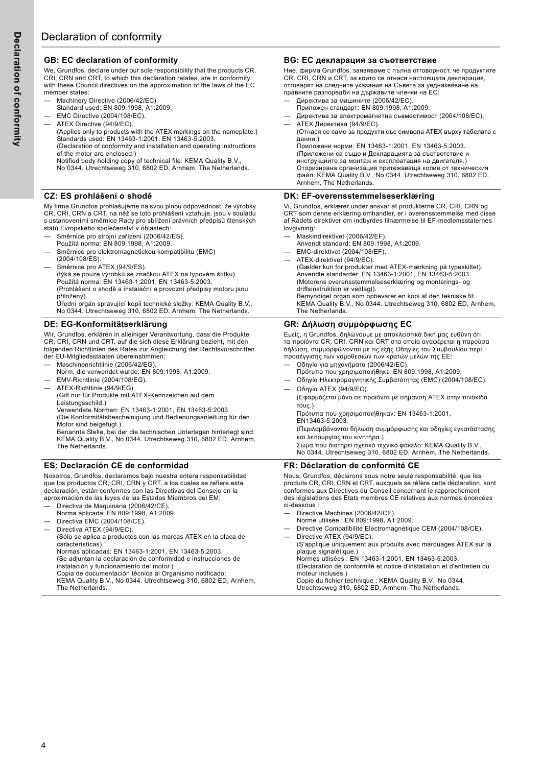# Declaration of conformity

## GB: EC declaration of conformity

We, Grundfos, declare under our sole responsibility that the products CR, CRI, CRN and CRT, to which this declaration relates, are in conformity with these Council directives on the approximation of the laws of the EC member states:

- Machinery Directive (2006/42/EC).
  Standard used: EN 809:1998, A1:2009.
- EMC Directive (2004/108/EC).
- ATEX Directive (94/9/EC).
  (Applies only to products with the ATEX markings on the nameplate.)
  Standards used: EN 13463-1:2001, EN 13463-5:2003.
  (Declaration of conformity and installation and operating instructions of the motor are enclosed.)
  Notified body holding copy of technical file: KEMA Quality B.V., No 0344. Utrechtseweg 310, 6802 ED, Arnhem, The Netherlands.

## BG: ЕС декларация за съответствие

Ние, фирма Grundfos, заявяваме с пълна отговорност, че продуктите CR, CRI, CRN и CRT, за които се отнася настоящата декларация, отговарят на следните указания на Съвета за уеднаквяване на правните разпоредби на държавите членки на ЕС:

- Директива за машините (2006/42/EC).
  Приложен стандарт: EN 809:1998, A1:2009.
- Директива за електромагнитна съвместимост (2004/108/EC).
- ATEX Директива (94/9/EC).
  (Отнася се само за продукти със символа ATEX върху табелата с данни.)
  Приложени норми: EN 13463-1:2001, EN 13463-5:2003.
  (Приложени са също и Декларацията за съответствие и инструкциите за монтаж и експлоатация на двигателя.)
  Оторизирана организация притежаваща копие от техническия файл: KEMA Quality B.V., No 0344. Utrechtseweg 310, 6802 ED, Arnhem, The Netherlands.

## CZ: ES prohlášení o shodě

My firma Grundfos prohlašujeme na svou plnou odpovědnost, že výrobky CR, CRI, CRN a CRT, na něž se toto prohlášení vztahuje, jsou v souladu s ustanoveními směrnice Rady pro sblížení právních předpisů členských států Evropského společenství v oblastech:

- Směrnice pro strojní zařízení (2006/42/ES).
  Použitá norma: EN 809:1998, A1:2009.
- Směrnice pro elektromagnetickou kompatibilitu (EMC) (2004/108/ES).
- Směrnice pro ATEX (94/9/ES).
  (týká se pouze výrobků se značkou ATEX na typovém štítku)
  Použitá norma: EN 13463-1:2001, EN 13463-5:2003.
  (Prohlášení o shodě a instalační a provozní předpisy motoru jsou přiloženy).
  Úřední orgán spravující kopii technické složky: KEMA Quality B.V., No 0344. Utrechtseweg 310, 6802 ED, Arnhem, The Netherlands.

## DK: EF-overensstemmelseserklæring

Vi, Grundfos, erklærer under ansvar at produkterne CR, CRI, CRN og CRT som denne erklæring omhandler, er i overensstemmelse med disse af Rådets direktiver om indbyrdes tilnærmelse til EF-medlemsstaternes lovgivning:

- Maskindirektivet (2006/42/EF).
  Anvendt standard: EN 809:1998, A1:2009.
- EMC-direktivet (2004/108/EF).
- ATEX-direktivet (94/9/EC).
  (Gælder kun for produkter med ATEX-mærkning på typeskiltet).
  Anvendte standarder: EN 13463-1:2001, EN 13463-5:2003.
  (Motorens overensstemmelseserklæring og monterings- og driftsinstruktion er vedlagt).
  Bemyndiget organ som opbevarer en kopi af den tekniske fil: KEMA Quality B.V., No 0344. Utrechtseweg 310, 6802 ED, Arnhem, The Netherlands.

## DE: EG-Konformitätserklärung

Wir, Grundfos, erklären in alleiniger Verantwortung, dass die Produkte CR, CRI, CRN und CRT, auf die sich diese Erklärung bezieht, mit den folgenden Richtlinien des Rates zur Angleichung der Rechtsvorschriften der EU-Mitgliedsstaaten übereinstimmen:

- Maschinenrichtlinie (2006/42/EG).
  Norm, die verwendet wurde: EN 809:1998, A1:2009.
- EMV-Richtlinie (2004/108/EG).
- ATEX-Richtlinie (94/9/EG).
  (Gilt nur für Produkte mit ATEX-Kennzeichen auf dem Leistungsschild.)
  Verwendete Normen: EN 13463-1:2001, EN 13463-5:2003.
  (Die Konformitätsbescheinigung und Bedienungsanleitung für den Motor sind beigefügt.)
  Benannte Stelle, bei der die technischen Unterlagen hinterlegt sind: KEMA Quality B.V., No 0344. Utrechtseweg 310, 6802 ED, Arnhem, The Netherlands.

## GR: Δήλωση συμμόρφωσης EC

Εμείς, η Grundfos, δηλώνουμε με αποκλειστικά δική μας ευθύνη ότι τα προϊόντα CR, CRI, CRN και CRT στα οποία αναφέρεται η παρούσα δήλωση, συμμορφώνονται με τις εξής Οδηγίες του Συμβουλίου περί προσέγγισης των νομοθεσιών των κρατών μελών της ΕΕ:

- Οδηγία για μηχανήματα (2006/42/EC).
  Πρότυπο που χρησιμοποιήθηκε: EN 809:1998, A1:2009.
- Οδηγία Ηλεκτρομαγνητικής Συμβατότητας (EMC) (2004/108/EC).
- Οδηγία ATEX (94/9/EC).
  (Εφαρμόζεται μόνο σε προϊόντα με σήμανση ATEX στην πινακίδα τους.)
  Πρότυπα που χρησιμοποιήθηκαν: EN 13463-1:2001, EN13463-5:2003.
  (Περιλαμβάνονται δήλωση συμμόρφωσης και οδηγίες εγκατάστασης και λειτουργίας του κινητήρα.)
  Σώμα που διατηρεί σχετικό τεχνικό φάκελο: KEMA Quality B.V., No 0344. Utrechtseweg 310, 6802 ED, Arnhem, The Netherlands.

## ES: Declaración CE de conformidad

Nosotros, Grundfos, declaramos bajo nuestra entera responsabilidad que los productos CR, CRI, CRN y CRT, a los cuales se refiere esta declaración, están conformes con las Directivas del Consejo en la aproximación de las leyes de las Estados Miembros del EM:

- Directiva de Maquinaria (2006/42/CE).
  Norma aplicada: EN 809:1998, A1:2009.
- Directiva EMC (2004/108/CE).
- Directiva ATEX (94/9/EC).
  (Sólo se aplica a productos con las marcas ATEX en la placa de características).
  Normas aplicadas: EN 13463-1:2001, EN 13463-5:2003.
  (Se adjuntan la declaración de conformidad e instrucciones de instalación y funcionamiento del motor.)
  Copia de documentación técnica al Organismo notificado: KEMA Quality B.V., No 0344. Utrechtseweg 310, 6802 ED, Arnhem, The Netherlands.

## FR: Déclaration de conformité CE

Nous, Grundfos, déclarons sous notre seule responsabilité, que les produits CR, CRI, CRN et CRT, auxquels se réfère cette déclaration, sont conformes aux Directives du Conseil concernant le rapprochement des législations des Etats membres CE relatives aux normes énoncées ci-dessous :

- Directive Machines (2006/42/CE).
  Norme utilisée : EN 809:1998, A1:2009.
- Directive Compatibilité Electromagnétique CEM (2004/108/CE).
- Directive ATEX (94/9/EC).
  (S'applique uniquement aux produits avec marquages ATEX sur la plaque signalétique.)
  Normes utlisées : EN 13463-1:2001, EN 13463-5:2003.
  (Declaration de conformité et notice d'installation et d'entretien du moteur incluses.)
  Copie du fichier technique : KEMA Quality B.V., No 0344. Utrechtseweg 310, 6802 ED, Arnhem, The Netherlands.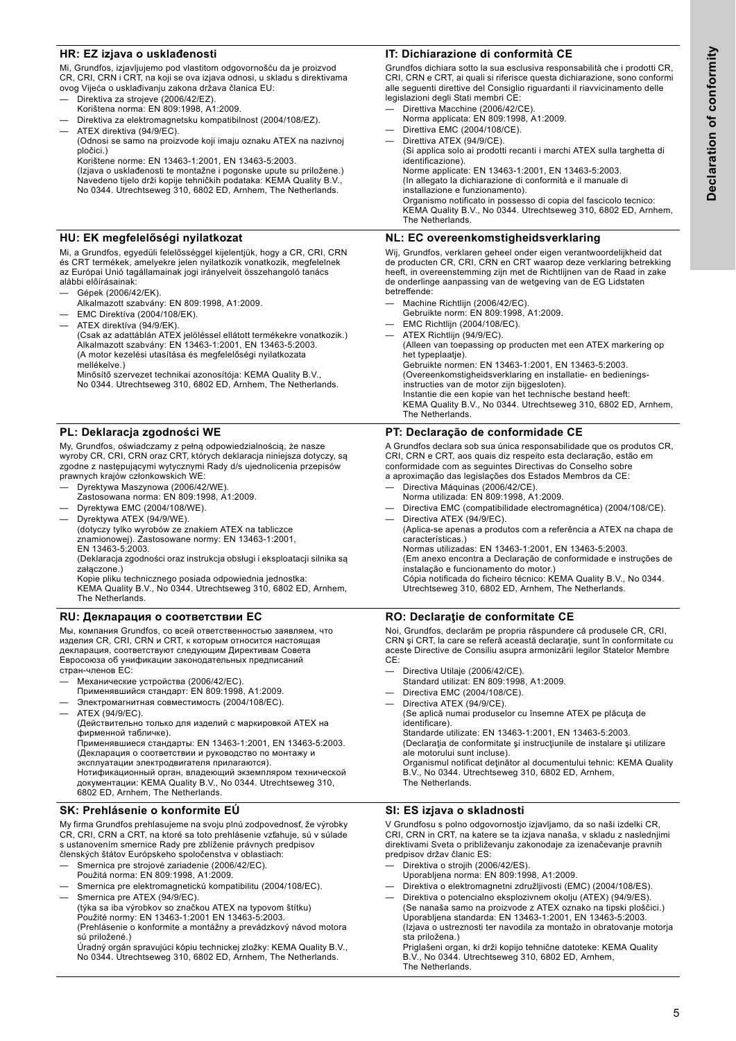## HR: EZ izjava o usklađenosti

Mi, Grundfos, izjavljujemo pod vlastitom odgovornošću da je proizvod CR, CRI, CRN i CRT, na koji se ova izjava odnosi, u skladu s direktivama ovog Vijeća o usklađivanju zakona država članica EU:

- Direktiva za strojeve (2006/42/EZ).
  Korištena norma: EN 809:1998, A1:2009.
- Direktiva za elektromagnetsku kompatibilnost (2004/108/EZ).
- ATEX direktiva (94/9/EC).
  (Odnosi se samo na proizvode koji imaju oznaku ATEX na nazivnoj pločici.)
  Korištene norme: EN 13463-1:2001, EN 13463-5:2003.
  (Izjava o usklađenosti te montažne i pogonske upute su priložene.)
  Navedeno tijelo drži kopije tehničkih podataka: KEMA Quality B.V., No 0344. Utrechtseweg 310, 6802 ED, Arnhem, The Netherlands.

## IT: Dichiarazione di conformità CE

Grundfos dichiara sotto la sua esclusiva responsabilità che i prodotti CR, CRI, CRN e CRT, ai quali si riferisce questa dichiarazione, sono conformi alle seguenti direttive del Consiglio riguardanti il riavvicinamento delle legislazioni degli Stati membri CE:

- Direttiva Macchine (2006/42/CE).
  Norma applicata: EN 809:1998, A1:2009.
- Direttiva EMC (2004/108/CE).
- Direttiva ATEX (94/9/CE).
  (Si applica solo ai prodotti recanti i marchi ATEX sulla targhetta di identificazione).
  Norme applicate: EN 13463-1:2001, EN 13463-5:2003.
  (In allegato la dichiarazione di conformità e il manuale di installazione e funzionamento).
  Organismo notificato in possesso di copia del fascicolo tecnico: KEMA Quality B.V., No 0344. Utrechtseweg 310, 6802 ED, Arnhem, The Netherlands.

## HU: EK megfelelőségi nyilatkozat

Mi, a Grundfos, egyedüli felelősséggel kijelentjük, hogy a CR, CRI, CRN és CRT termékek, amelyekre jelen nyilatkozik vonatkozik, megfelelnek az Európai Unió tagállamainak jogi irányelveit összehangoló tanács alábbi előírásainak:

- Gépek (2006/42/EK).
  Alkalmazott szabvány: EN 809:1998, A1:2009.
- EMC Direktíva (2004/108/EK).
- ATEX direktíva (94/9/EK).
  (Csak az adattáblán ATEX jelöléssel ellátott termékekre vonatkozik.)
  Alkalmazott szabvány: EN 13463-1:2001, EN 13463-5:2003.
  (A motor kezelési utasítása és megfelelőségi nyilatkozata mellékelve.)
  Minősítő szervezet technikai azonosítója: KEMA Quality B.V., No 0344. Utrechtseweg 310, 6802 ED, Arnhem, The Netherlands.

## NL: EC overeenkomstigheidsverklaring

Wij, Grundfos, verklaren geheel onder eigen verantwoordelijkheid dat de producten CR, CRI, CRN en CRT waarop deze verklaring betrekking heeft, in overeenstemming zijn met de Richtlijnen van de Raad in zake de onderlinge aanpassing van de wetgeving van de EG Lidstaten betreffende:

- Machine Richtlijn (2006/42/EC).
  Gebruikte norm: EN 809:1998, A1:2009.
- EMC Richtlijn (2004/108/EC).
- ATEX Richtlijn (94/9/EC).
  (Alleen van toepassing op producten met een ATEX markering op het typeplaatje).
  Gebruikte normen: EN 13463-1:2001, EN 13463-5:2003.
  (Overeenkomstigheidsverklaring en installatie- en bedienings-instructies van de motor zijn bijgesloten).
  Instantie die een kopie van het technische bestand heeft: KEMA Quality B.V., No 0344. Utrechtseweg 310, 6802 ED, Arnhem, The Netherlands.

## PL: Deklaracja zgodności WE

My, Grundfos, oświadczamy z pełną odpowiedzialnością, że nasze wyroby CR, CRI, CRN oraz CRT, których deklaracja niniejsza dotyczy, są zgodne z następującymi wytycznymi Rady d/s ujednolicenia przepisów prawnych krajów członkowskich WE:

- Dyrektywa Maszynowa (2006/42/WE).
  Zastosowana norma: EN 809:1998, A1:2009.
- Dyrektywa EMC (2004/108/WE).
- Dyrektywa ATEX (94/9/WE).
  (dotyczy tylko wyrobów ze znakiem ATEX na tabliczce znamionowej). Zastosowane normy: EN 13463-1:2001, EN 13463-5:2003.
  (Deklaracja zgodności oraz instrukcja obsługi i eksploatacji silnika są załączone.)
  Kopie pliku technicznego posiada odpowiednia jednostka: KEMA Quality B.V., No 0344. Utrechtseweg 310, 6802 ED, Arnhem, The Netherlands.

## PT: Declaração de conformidade CE

A Grundfos declara sob sua única responsabilidade que os produtos CR, CRI, CRN e CRT, aos quais diz respeito esta declaração, estão em conformidade com as seguintes Directivas do Conselho sobre a aproximação das legislações dos Estados Membros da CE:

- Directiva Máquinas (2006/42/CE).
  Norma utilizada: EN 809:1998, A1:2009.
- Directiva EMC (compatibilidade electromagnética) (2004/108/CE).
- Directiva ATEX (94/9/EC).
  (Aplica-se apenas a produtos com a referência a ATEX na chapa de características.)
  Normas utilizadas: EN 13463-1:2001, EN 13463-5:2003.
  (Em anexo encontra a Declaração de conformidade e instruções de instalação e funcionamento do motor.)
  Cópia notificada do ficheiro técnico: KEMA Quality B.V., No 0344. Utrechtseweg 310, 6802 ED, Arnhem, The Netherlands.

## RU: Декларация о соответствии ЕС

Мы, компания Grundfos, со всей ответственностью заявляем, что изделия CR, CRI, CRN и CRT, к которым относится настоящая декларация, соответствуют следующим Директивам Совета Евросоюза об унификации законодательных предписаний стран-членов ЕС:

- Механические устройства (2006/42/EC).
  Применявшийся стандарт: EN 809:1998, A1:2009.
- Электромагнитная совместимость (2004/108/EC).
- ATEX (94/9/EC).
  (Действительно только для изделий с маркировкой ATEX на фирменной табличке).
  Применявшиеся стандарты: EN 13463-1:2001, EN 13463-5:2003.
  (Декларация о соответствии и руководство по монтажу и эксплуатации электродвигателя прилагаются).
  Нотификационный орган, владеющий экземпляром технической документации: KEMA Quality B.V., No 0344. Utrechtseweg 310, 6802 ED, Arnhem, The Netherlands.

## RO: Declaraţie de conformitate CE

Noi, Grundfos, declarăm pe propria răspundere că produsele CR, CRI, CRN şi CRT, la care se referă această declaraţie, sunt în conformitate cu aceste Directive de Consiliu asupra armonizării legilor Statelor Membre CE:

- Directiva Utilaje (2006/42/CE).
  Standard utilizat: EN 809:1998, A1:2009.
- Directiva EMC (2004/108/CE).
- Directiva ATEX (94/9/CE).
  (Se aplică numai produselor cu însemne ATEX pe plăcuţa de identificare).
  Standarde utilizate: EN 13463-1:2001, EN 13463-5:2003.
  (Declaraţia de conformitate şi instrucţiunile de instalare şi utilizare ale motorului sunt incluse).
  Organismul notificat deţinător al documentului tehnic: KEMA Quality B.V., No 0344. Utrechtseweg 310, 6802 ED, Arnhem, The Netherlands.

## SK: Prehlásenie o konformite EÚ

My firma Grundfos prehlasujeme na svoju plnú zodpovednosť, že výrobky CR, CRI, CRN a CRT, na ktoré sa toto prehlásenie vzťahuje, sú v súlade s ustanovením smernice Rady pre zblíženie právnych predpisov členských štátov Európskeho spoločenstva v oblastiach:

- Smernica pre strojové zariadenie (2006/42/EC).
  Použitá norma: EN 809:1998, A1:2009.
- Smernica pre elektromagnetickú kompatibilitu (2004/108/EC).
- Smernica pre ATEX (94/9/EC).
  (týka sa iba výrobkov so značkou ATEX na typovom štítku)
  Použité normy: EN 13463-1:2001 EN 13463-5:2003.
  (Prehlásenie o konformite a montážny a prevádzkový návod motora sú priložené.)
  Úradný orgán spravujúci kópiu technickej zložky: KEMA Quality B.V., No 0344. Utrechtseweg 310, 6802 ED, Arnhem, The Netherlands.

## SI: ES izjava o skladnosti

V Grundfosu s polno odgovornostjo izjavljamo, da so naši izdelki CR, CRI, CRN in CRT, na katere se ta izjava nanaša, v skladu z naslednjimi direktivami Sveta o približevanju zakonodaje za izenačevanje pravnih predpisov držav članic ES:

- Direktiva o strojih (2006/42/ES).
  Uporabljena norma: EN 809:1998, A1:2009.
- Direktiva o elektromagnetni združljivosti (EMC) (2004/108/ES).
- Direktiva o potencialno eksplozivnem okolju (ATEX) (94/9/ES).
  (Se nanaša samo na proizvode z ATEX oznako na tipski ploščici.)
  Uporabljena standarda: EN 13463-1:2001, EN 13463-5:2003.
  (Izjava o ustreznosti ter navodila za montažo in obratovanje motorja sta priložena.)
  Priglašeni organ, ki drži kopijo tehnične datoteke: KEMA Quality B.V., No 0344. Utrechtseweg 310, 6802 ED, Arnhem, The Netherlands.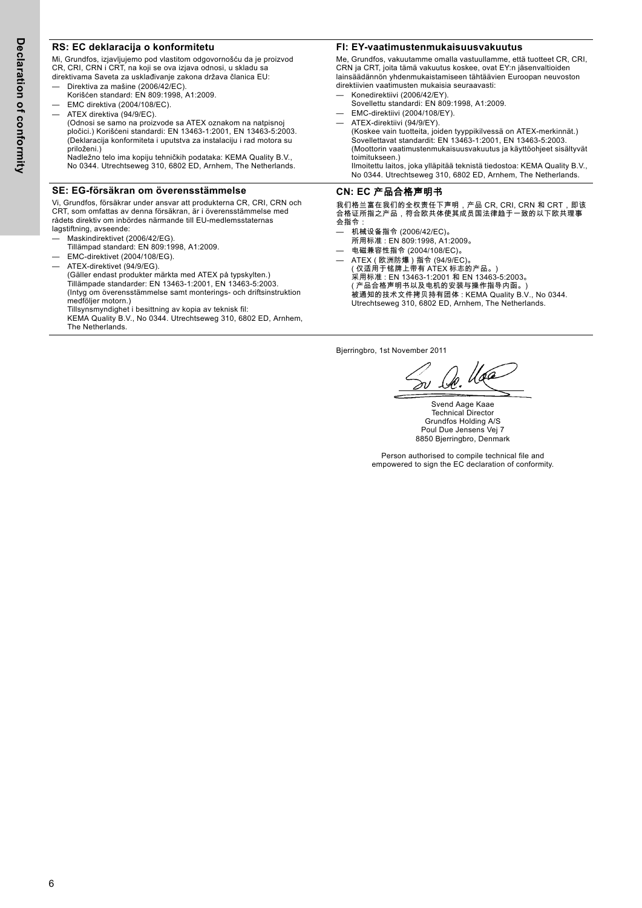## RS: EC deklaracija o konformitetu

Mi, Grundfos, izjavljujemo pod vlastitom odgovornošću da je proizvod CR, CRI, CRN i CRT, na koji se ova izjava odnosi, u skladu sa direktivama Saveta za usklađivanje zakona država članica EU:

- Direktiva za mašine (2006/42/EC).
  Korišćen standard: EN 809:1998, A1:2009.
- EMC direktiva (2004/108/EC).
- ATEX direktiva (94/9/EC).
  (Odnosi se samo na proizvode sa ATEX oznakom na natpisnoj pločici.) Korišćeni standardi: EN 13463-1:2001, EN 13463-5:2003.
  (Deklaracija konformiteta i uputstva za instalaciju i rad motora su priloženi.)
  Nadležno telo ima kopiju tehničkih podataka: KEMA Quality B.V., No 0344. Utrechtseweg 310, 6802 ED, Arnhem, The Netherlands.

## SE: EG-försäkran om överensstämmelse

Vi, Grundfos, försäkrar under ansvar att produkterna CR, CRI, CRN och CRT, som omfattas av denna försäkran, är i överensstämmelse med rådets direktiv om inbördes närmande till EU-medlemsstaternas lagstiftning, avseende:

- Maskindirektivet (2006/42/EG).
  Tillämpad standard: EN 809:1998, A1:2009.
- EMC-direktivet (2004/108/EG).
- ATEX-direktivet (94/9/EG).
  (Gäller endast produkter märkta med ATEX på typskylten.)
  Tillämpade standarder: EN 13463-1:2001, EN 13463-5:2003.
  (Intyg om överensstämmelse samt monterings- och driftsinstruktion medföljer motorn.)
  Tillsynsmyndighet i besittning av kopia av teknisk fil:
  KEMA Quality B.V., No 0344. Utrechtseweg 310, 6802 ED, Arnhem, The Netherlands.

## FI: EY-vaatimustenmukaisuusvakuutus

Me, Grundfos, vakuutamme omalla vastuullamme, että tuotteet CR, CRI, CRN ja CRT, joita tämä vakuutus koskee, ovat EY:n jäsenvaltioiden lainsäädännön yhdenmukaistamiseen tähtäävien Euroopan neuvoston direktiivien vaatimusten mukaisia seuraavasti:

- Konedirektiivi (2006/42/EY).
  Sovellettu standardi: EN 809:1998, A1:2009.
- EMC-direktiivi (2004/108/EY).
- ATEX-direktiivi (94/9/EY).
  (Koskee vain tuotteita, joiden tyyppikilvessä on ATEX-merkinnät.)
  Sovellettavat standardit: EN 13463-1:2001, EN 13463-5:2003.
  (Moottorin vaatimustenmukaisuusvakuutus ja käyttöohjeet sisältyvät toimitukseen.)
  Ilmoitettu laitos, joka ylläpitää teknistä tiedostoa: KEMA Quality B.V., No 0344. Utrechtseweg 310, 6802 ED, Arnhem, The Netherlands.

## CN: EC 产品合格声明书

我们格兰富在我们的全权责任下声明，产品 CR, CRI, CRN 和 CRT，即该合格证所指之产品，符合欧共体使其成员国法律趋于一致的以下欧共理事会指令：

- 机械设备指令 (2006/42/EC)。
  所用标准 : EN 809:1998, A1:2009。
- 电磁兼容性指令 (2004/108/EC)。
- ATEX ( 欧洲防爆 ) 指令 (94/9/EC)。
  ( 仅适用于铭牌上带有 ATEX 标志的产品。)
  采用标准 : EN 13463-1:2001 和 EN 13463-5:2003。
  ( 产品合格声明书以及电机的安装与操作指导内函。)
  被通知的技术文件拷贝持有团体 : KEMA Quality B.V., No 0344. Utrechtseweg 310, 6802 ED, Arnhem, The Netherlands.

Bjerringbro, 1st November 2011

Svend Aage Kaae
Technical Director
Grundfos Holding A/S
Poul Due Jensens Vej 7
8850 Bjerringbro, Denmark

Person authorised to compile technical file and empowered to sign the EC declaration of conformity.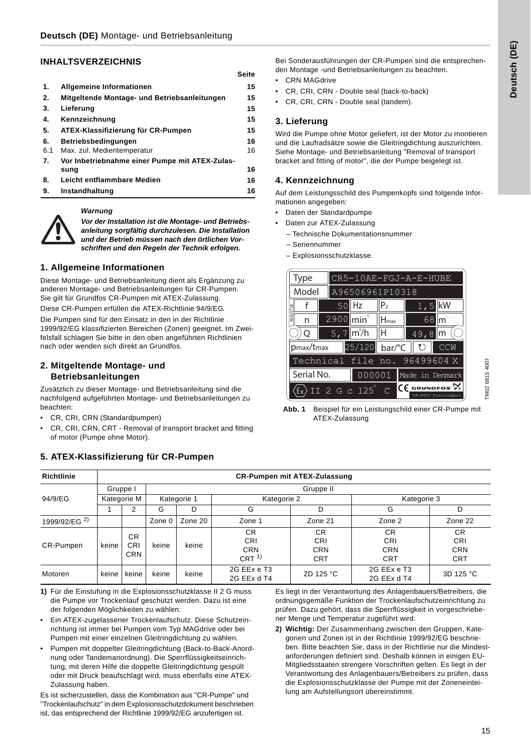## INHALTSVERZEICHNIS

| | | Seite |
|---|---|---|
| **1.** | **Allgemeine Informationen** | **15** |
| **2.** | **Mitgeltende Montage- und Betriebsanleitungen** | **15** |
| **3.** | **Lieferung** | **15** |
| **4.** | **Kennzeichnung** | **15** |
| **5.** | **ATEX-Klassifizierung für CR-Pumpen** | **15** |
| **6.** | **Betriebsbedingungen** | **16** |
| 6.1 | Max. zul. Medientemperatur | 16 |
| **7.** | **Vor Inbetriebnahme einer Pumpe mit ATEX-Zulassung** | **16** |
| **8.** | **Leicht entflammbare Medien** | **16** |
| **9.** | **Instandhaltung** | **16** |

***Warnung***

***Vor der Installation ist die Montage- und Betriebsanleitung sorgfältig durchzulesen. Die Installation und der Betrieb müssen nach den örtlichen Vorschriften und den Regeln der Technik erfolgen.***

### 1. Allgemeine Informationen

Diese Montage- und Betriebsanleitung dient als Ergänzung zu anderen Montage- und Betriebsanleitungen für CR-Pumpen. Sie gilt für Grundfos CR-Pumpen mit ATEX-Zulassung.

Diese CR-Pumpen erfüllen die ATEX-Richtlinie 94/9/EG.

Die Pumpen sind für den Einsatz in den in der Richtlinie 1999/92/EG klassifizierten Bereichen (Zonen) geeignet. Im Zweifelsfall schlagen Sie bitte in den oben angeführten Richtlinien nach oder wenden sich direkt an Grundfos.

### 2. Mitgeltende Montage- und Betriebsanleitungen

Zusätzlich zu dieser Montage- und Betriebsanleitung sind die nachfolgend aufgeführten Montage- und Betriebsanleitungen zu beachten:

- CR, CRI, CRN (Standardpumpen)
- CR, CRI, CRN, CRT - Removal of transport bracket and fitting of motor (Pumpe ohne Motor).

Bei Sonderausführungen der CR-Pumpen sind die entsprechenden Montage -und Betriebsanleitungen zu beachten.

- CRN MAGdrive
- CR, CRI, CRN - Double seal (back-to-back)
- CR, CRI, CRN - Double seal (tandem).

### 3. Lieferung

Wird die Pumpe ohne Motor geliefert, ist der Motor zu montieren und die Laufradsätze sowie die Gleitringdichtung auszurichten. Siehe Montage- und Betriebsanleitung "Removal of transport bracket and fitting of motor", die der Pumpe beigelegt ist.

### 4. Kennzeichnung

Auf dem Leistungsschild des Pumpenkopfs sind folgende Informationen angegeben:

- Daten der Standardpumpe
- Daten zur ATEX-Zulassung
  - Technische Dokumentationsnummer
  - Seriennummer
  - Explosionsschutzklasse.

| Type | CR5-10AE-FGJ-A-E-HUBE | | | |
|---|---|---|---|---|
| Model | A96506961P10318 | | | |
| f | 50 Hz | $P_2$ | 1,5 kW | |
| n | 2900 min$^{-1}$ | $H_{max}$ | 68 m | |
| Q | 5,7 m$^3$/h | H | 49,8 m | |
| $p_{max}/t_{max}$ | 25/120 bar/°C | | CCW | |
| Technical file no. 96499604 X | | | | |
| Serial No. | 000001 | Made in Denmark | | |
| II 2 G c 125° C | CE GRUNDFOS DK-8850 Bjerringbro | | | |

TM02 6815 4007

**Abb. 1** Beispiel für ein Leistungsschild einer CR-Pumpe mit ATEX-Zulassung

### 5. ATEX-Klassifizierung für CR-Pumpen

| Richtlinie | CR-Pumpen mit ATEX-Zulassung | | | | | | | |
|---|---|---|---|---|---|---|---|---|
| 94/9/EG | Gruppe I | | Gruppe II | | | | | |
| | Kategorie M | | Kategorie 1 | | Kategorie 2 | | Kategorie 3 | |
| | 1 | 2 | G | D | G | D | G | D |
| 1999/92/EG [2)] | | | Zone 0 | Zone 20 | Zone 1 | Zone 21 | Zone 2 | Zone 22 |
| CR-Pumpen | keine | CR CRI CRN | keine | keine | CR CRI CRN CRT [1)] | CR CRI CRN CRT | CR CRI CRN CRT | CR CRI CRN CRT |
| Motoren | keine | keine | keine | keine | 2G EEx e T3 2G EEx d T4 | 2D 125 °C | 2G EEx e T3 2G EEx d T4 | 3D 125 °C |

**1)** Für die Einstufung in die Explosionsschutzklasse II 2 G muss die Pumpe vor Trockenlauf geschützt werden. Dazu ist eine der folgenden Möglichkeiten zu wählen:

- Ein ATEX-zugelassener Trockenlaufschutz. Diese Schutzeinrichtung ist immer bei Pumpen vom Typ MAGdrive oder bei Pumpen mit einer einzelnen Gleitringdichtung zu wählen.
- Pumpen mit doppelter Gleitringdichtung (Back-to-Back-Anordnung oder Tandemanordnung). Die Sperrflüssigkeitseinrichtung, mit deren Hilfe die doppelte Gleitringdichtung gespült oder mit Druck beaufschlagt wird, muss ebenfalls eine ATEX-Zulassung haben.

Es ist sicherzustellen, dass die Kombination aus "CR-Pumpe" und "Trockenlaufschutz" in dem Explosionsschutzdokument beschrieben ist, das entsprechend der Richtlinie 1999/92/EG anzufertigen ist.

Es liegt in der Verantwortung des Anlagenbauers/Betreibers, die ordnungsgemäße Funktion der Trockenlaufschutzeinrichtung zu prüfen. Dazu gehört, dass die Sperrflüssigkeit in vorgeschriebener Menge und Temperatur zugeführt wird.

**2) Wichtig:** Der Zusammenhang zwischen den Gruppen, Kategorien und Zonen ist in der Richtlinie 1999/92/EG beschrieben. Bitte beachten Sie, dass in der Richtlinie nur die Mindestanforderungen definiert sind. Deshalb können in einigen EU-Mitgliedsstaaten strengere Vorschriften gelten. Es liegt in der Verantwortung des Anlagenbauers/Betreibers zu prüfen, dass die Explosionsschutzklasse der Pumpe mit der Zoneneinteilung am Aufstellungsort übereinstimmt.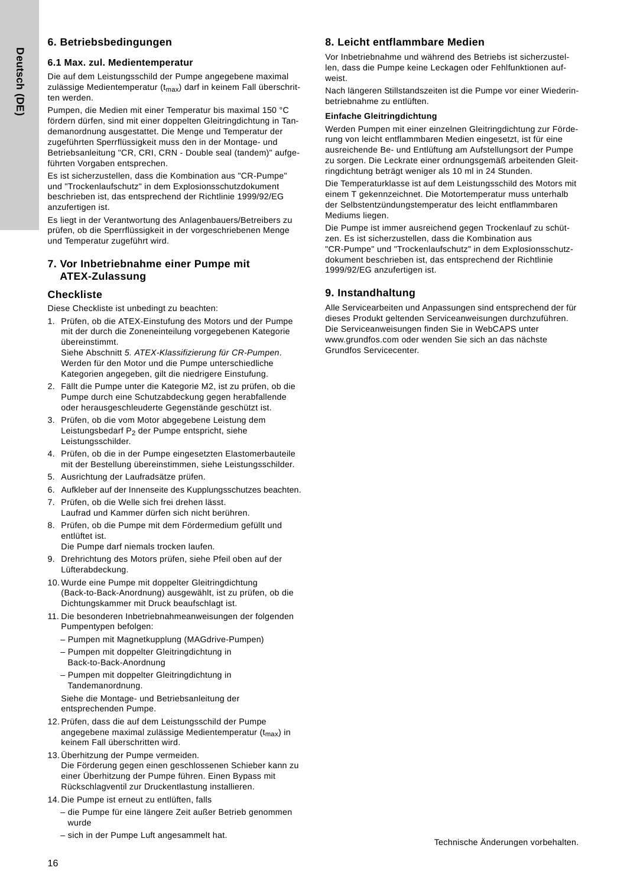## 6. Betriebsbedingungen

### 6.1 Max. zul. Medientemperatur

Die auf dem Leistungsschild der Pumpe angegebene maximal zulässige Medientemperatur ($t_{max}$) darf in keinem Fall überschritten werden.

Pumpen, die Medien mit einer Temperatur bis maximal 150 °C fördern dürfen, sind mit einer doppelten Gleitringdichtung in Tandemanordnung ausgestattet. Die Menge und Temperatur der zugeführten Sperrflüssigkeit muss den in der Montage- und Betriebsanleitung "CR, CRI, CRN - Double seal (tandem)" aufgeführten Vorgaben entsprechen.

Es ist sicherzustellen, dass die Kombination aus "CR-Pumpe" und "Trockenlaufschutz" in dem Explosionsschutzdokument beschrieben ist, das entsprechend der Richtlinie 1999/92/EG anzufertigen ist.

Es liegt in der Verantwortung des Anlagenbauers/Betreibers zu prüfen, ob die Sperrflüssigkeit in der vorgeschriebenen Menge und Temperatur zugeführt wird.

## 7. Vor Inbetriebnahme einer Pumpe mit ATEX-Zulassung

### Checkliste

Diese Checkliste ist unbedingt zu beachten:

1. Prüfen, ob die ATEX-Einstufung des Motors und der Pumpe mit der durch die Zoneneinteilung vorgegebenen Kategorie übereinstimmt.
   Siehe Abschnitt *5. ATEX-Klassifizierung für CR-Pumpen*.
   Werden für den Motor und die Pumpe unterschiedliche Kategorien angegeben, gilt die niedrigere Einstufung.
2. Fällt die Pumpe unter die Kategorie M2, ist zu prüfen, ob die Pumpe durch eine Schutzabdeckung gegen herabfallende oder herausgeschleuderte Gegenstände geschützt ist.
3. Prüfen, ob die vom Motor abgegebene Leistung dem Leistungsbedarf $P_2$ der Pumpe entspricht, siehe Leistungsschilder.
4. Prüfen, ob die in der Pumpe eingesetzten Elastomerbauteile mit der Bestellung übereinstimmen, siehe Leistungsschilder.
5. Ausrichtung der Laufradsätze prüfen.
6. Aufkleber auf der Innenseite des Kupplungsschutzes beachten.
7. Prüfen, ob die Welle sich frei drehen lässt.
   Laufrad und Kammer dürfen sich nicht berühren.
8. Prüfen, ob die Pumpe mit dem Fördermedium gefüllt und entlüftet ist.
   Die Pumpe darf niemals trocken laufen.
9. Drehrichtung des Motors prüfen, siehe Pfeil oben auf der Lüfterabdeckung.
10. Wurde eine Pumpe mit doppelter Gleitringdichtung (Back-to-Back-Anordnung) ausgewählt, ist zu prüfen, ob die Dichtungskammer mit Druck beaufschlagt ist.
11. Die besonderen Inbetriebnahmeanweisungen der folgenden Pumpentypen befolgen:
    - Pumpen mit Magnetkupplung (MAGdrive-Pumpen)
    - Pumpen mit doppelter Gleitringdichtung in Back-to-Back-Anordnung
    - Pumpen mit doppelter Gleitringdichtung in Tandemanordnung.

    Siehe die Montage- und Betriebsanleitung der entsprechenden Pumpe.
12. Prüfen, dass die auf dem Leistungsschild der Pumpe angegebene maximal zulässige Medientemperatur ($t_{max}$) in keinem Fall überschritten wird.
13. Überhitzung der Pumpe vermeiden.
    Die Förderung gegen einen geschlossenen Schieber kann zu einer Überhitzung der Pumpe führen. Einen Bypass mit Rückschlagventil zur Druckentlastung installieren.
14. Die Pumpe ist erneut zu entlüften, falls
    - die Pumpe für eine längere Zeit außer Betrieb genommen wurde
    - sich in der Pumpe Luft angesammelt hat.

## 8. Leicht entflammbare Medien

Vor Inbetriebnahme und während des Betriebs ist sicherzustellen, dass die Pumpe keine Leckagen oder Fehlfunktionen aufweist.

Nach längeren Stillstandszeiten ist die Pumpe vor einer Wiederinbetriebnahme zu entlüften.

**Einfache Gleitringdichtung**

Werden Pumpen mit einer einzelnen Gleitringdichtung zur Förderung von leicht entflammbaren Medien eingesetzt, ist für eine ausreichende Be- und Entlüftung am Aufstellungsort der Pumpe zu sorgen. Die Leckrate einer ordnungsgemäß arbeitenden Gleitringdichtung beträgt weniger als 10 ml in 24 Stunden.

Die Temperaturklasse ist auf dem Leistungsschild des Motors mit einem T gekennzeichnet. Die Motortemperatur muss unterhalb der Selbstentzündungstemperatur des leicht entflammbaren Mediums liegen.

Die Pumpe ist immer ausreichend gegen Trockenlauf zu schützen. Es ist sicherzustellen, dass die Kombination aus "CR-Pumpe" und "Trockenlaufschutz" in dem Explosionsschutzdokument beschrieben ist, das entsprechend der Richtlinie 1999/92/EG anzufertigen ist.

## 9. Instandhaltung

Alle Servicearbeiten und Anpassungen sind entsprechend der für dieses Produkt geltenden Serviceanweisungen durchzuführen. Die Serviceanweisungen finden Sie in WebCAPS unter www.grundfos.com oder wenden Sie sich an das nächste Grundfos Servicecenter.

Technische Änderungen vorbehalten.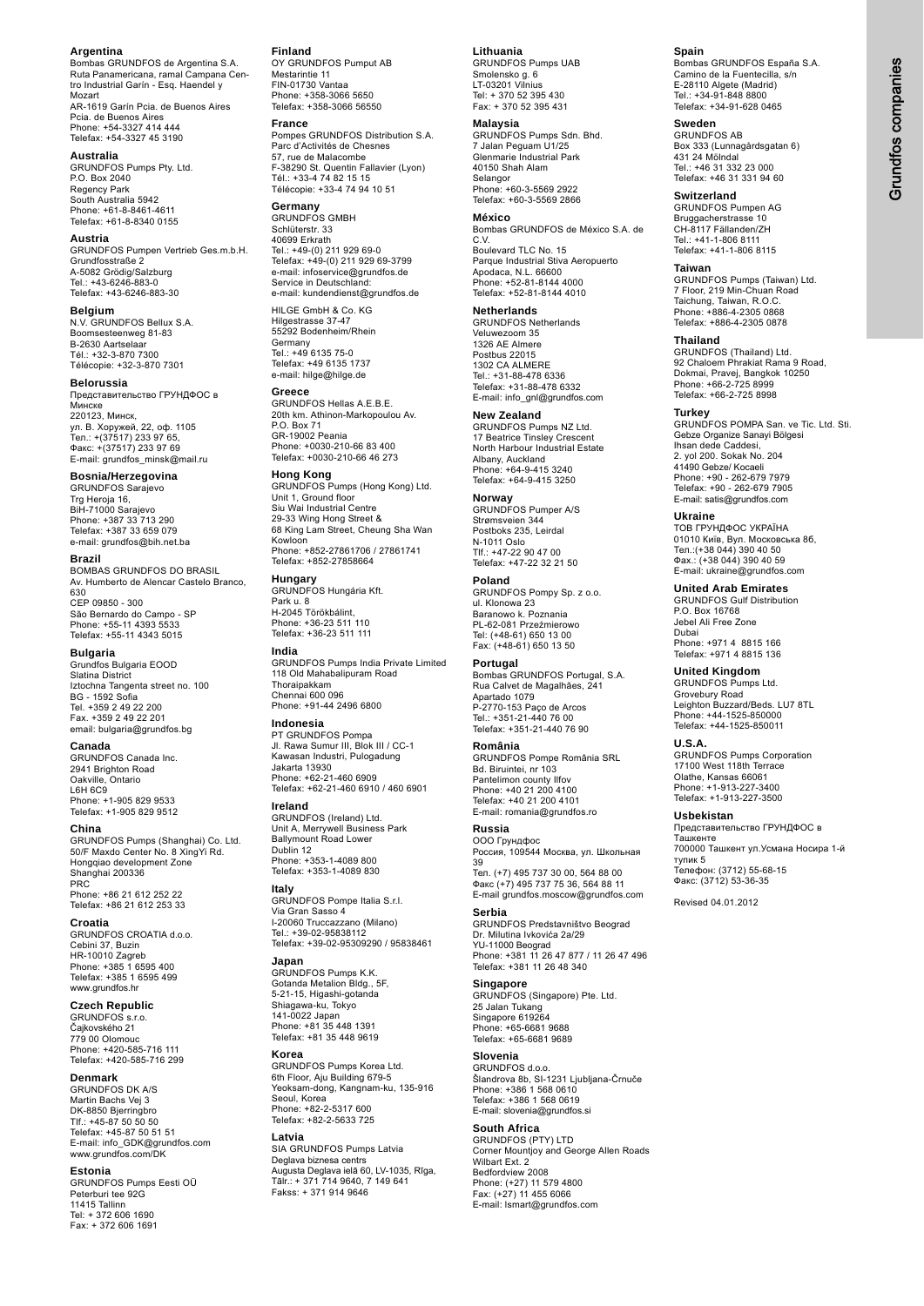## Argentina
Bombas GRUNDFOS de Argentina S.A.
Ruta Panamericana, ramal Campana Centro Industrial Garín - Esq. Haendel y Mozart
AR-1619 Garín Pcia. de Buenos Aires
Pcia. de Buenos Aires
Phone: +54-3327 414 444
Telefax: +54-3327 45 3190

## Australia
GRUNDFOS Pumps Pty. Ltd.
P.O. Box 2040
Regency Park
South Australia 5942
Phone: +61-8-8461-4611
Telefax: +61-8-8340 0155

## Austria
GRUNDFOS Pumpen Vertrieb Ges.m.b.H.
Grundfosstraße 2
A-5082 Grödig/Salzburg
Tel.: +43-6246-883-0
Telefax: +43-6246-883-30

## Belgium
N.V. GRUNDFOS Bellux S.A.
Boomsesteenweg 81-83
B-2630 Aartselaar
Tél.: +32-3-870 7300
Télécopie: +32-3-870 7301

## Belorussia
Представительство ГРУНДФОС в Минске
220123, Минск,
ул. В. Хоружей, 22, оф. 1105
Тел.: +(37517) 233 97 65,
Факс: +(37517) 233 97 69
E-mail: grundfos_minsk@mail.ru

## Bosnia/Herzegovina
GRUNDFOS Sarajevo
Trg Heroja 16,
BiH-71000 Sarajevo
Phone: +387 33 713 290
Telefax: +387 33 659 079
e-mail: grundfos@bih.net.ba

## Brazil
BOMBAS GRUNDFOS DO BRASIL
Av. Humberto de Alencar Castelo Branco, 630
CEP 09850 - 300
São Bernardo do Campo - SP
Phone: +55-11 4393 5533
Telefax: +55-11 4343 5015

## Bulgaria
Grundfos Bulgaria EOOD
Slatina District
Iztochna Tangenta street no. 100
BG - 1592 Sofia
Tel. +359 2 49 22 200
Fax. +359 2 49 22 201
email: bulgaria@grundfos.bg

## Canada
GRUNDFOS Canada Inc.
2941 Brighton Road
Oakville, Ontario
L6H 6C9
Phone: +1-905 829 9533
Telefax: +1-905 829 9512

## China
GRUNDFOS Pumps (Shanghai) Co. Ltd.
50/F Maxdo Center No. 8 XingYi Rd.
Hongqiao development Zone
Shanghai 200336
PRC
Phone: +86 21 612 252 22
Telefax: +86 21 612 253 33

## Croatia
GRUNDFOS CROATIA d.o.o.
Cebini 37, Buzin
HR-10010 Zagreb
Phone: +385 1 6595 400
Telefax: +385 1 6595 499
www.grundfos.hr

## Czech Republic
GRUNDFOS s.r.o.
Čajkovského 21
779 00 Olomouc
Phone: +420-585-716 111
Telefax: +420-585-716 299

## Denmark
GRUNDFOS DK A/S
Martin Bachs Vej 3
DK-8850 Bjerringbro
Tlf.: +45-87 50 50 50
Telefax: +45-87 50 51 51
E-mail: info_GDK@grundfos.com
www.grundfos.com/DK

## Estonia
GRUNDFOS Pumps Eesti OÜ
Peterburi tee 92G
11415 Tallinn
Tel: + 372 606 1690
Fax: + 372 606 1691

## Finland
OY GRUNDFOS Pumput AB
Mestarintie 11
FIN-01730 Vantaa
Phone: +358-3066 5650
Telefax: +358-3066 56550

## France
Pompes GRUNDFOS Distribution S.A.
Parc d'Activités de Chesnes
57, rue de Malacombe
F-38290 St. Quentin Fallavier (Lyon)
Tél.: +33-4 74 82 15 15
Télécopie: +33-4 74 94 10 51

## Germany
GRUNDFOS GMBH
Schlüterstr. 33
40699 Erkrath
Tel.: +49-(0) 211 929 69-0
Telefax: +49-(0) 211 929 69-3799
e-mail: infoservice@grundfos.de
Service in Deutschland:
e-mail: kundendienst@grundfos.de

HILGE GmbH & Co. KG
Hilgestrasse 37-47
55292 Bodenheim/Rhein
Germany
Tel.: +49 6135 75-0
Telefax: +49 6135 1737
e-mail: hilge@hilge.de

## Greece
GRUNDFOS Hellas A.E.B.E.
20th km. Athinon-Markopoulou Av.
P.O. Box 71
GR-19002 Peania
Phone: +0030-210-66 83 400
Telefax: +0030-210-66 46 273

## Hong Kong
GRUNDFOS Pumps (Hong Kong) Ltd.
Unit 1, Ground floor
Siu Wai Industrial Centre
29-33 Wing Hong Street &
68 King Lam Street, Cheung Sha Wan
Kowloon
Phone: +852-27861706 / 27861741
Telefax: +852-27858664

## Hungary
GRUNDFOS Hungária Kft.
Park u. 8
H-2045 Törökbálint,
Phone: +36-23 511 110
Telefax: +36-23 511 111

## India
GRUNDFOS Pumps India Private Limited
118 Old Mahabalipuram Road
Thoraipakkam
Chennai 600 096
Phone: +91-44 2496 6800

## Indonesia
PT GRUNDFOS Pompa
Jl. Rawa Sumur III, Blok III / CC-1
Kawasan Industri, Pulogadung
Jakarta 13930
Phone: +62-21-460 6909
Telefax: +62-21-460 6910 / 460 6901

## Ireland
GRUNDFOS (Ireland) Ltd.
Unit A, Merrywell Business Park
Ballymount Road Lower
Dublin 12
Phone: +353-1-4089 800
Telefax: +353-1-4089 830

## Italy
GRUNDFOS Pompe Italia S.r.l.
Via Gran Sasso 4
I-20060 Truccazzano (Milano)
Tel.: +39-02-95838112
Telefax: +39-02-95309290 / 95838461

## Japan
GRUNDFOS Pumps K.K.
Gotanda Metalion Bldg., 5F,
5-21-15, Higashi-gotanda
Shiagawa-ku, Tokyo
141-0022 Japan
Phone: +81 35 448 1391
Telefax: +81 35 448 9619

## Korea
GRUNDFOS Pumps Korea Ltd.
6th Floor, Aju Building 679-5
Yeoksam-dong, Kangnam-ku, 135-916
Seoul, Korea
Phone: +82-2-5317 600
Telefax: +82-2-5633 725

## Latvia
SIA GRUNDFOS Pumps Latvia
Deglava biznesa centrs
Augusta Deglava ielā 60, LV-1035, Rīga,
Tālr.: + 371 714 9640, 7 149 641
Fakss: + 371 914 9646

## Lithuania
GRUNDFOS Pumps UAB
Smolensko g. 6
LT-03201 Vilnius
Tel: + 370 52 395 430
Fax: + 370 52 395 431

## Malaysia
GRUNDFOS Pumps Sdn. Bhd.
7 Jalan Peguam U1/25
Glenmarie Industrial Park
40150 Shah Alam
Selangor
Phone: +60-3-5569 2922
Telefax: +60-3-5569 2866

## México
Bombas GRUNDFOS de México S.A. de C.V.
Boulevard TLC No. 15
Parque Industrial Stiva Aeropuerto
Apodaca, N.L. 66600
Phone: +52-81-8144 4000
Telefax: +52-81-8144 4010

## Netherlands
GRUNDFOS Netherlands
Veluwezoom 35
1326 AE Almere
Postbus 22015
1302 CA ALMERE
Tel.: +31-88-478 6336
Telefax: +31-88-478 6332
E-mail: info_gnl@grundfos.com

## New Zealand
GRUNDFOS Pumps NZ Ltd.
17 Beatrice Tinsley Crescent
North Harbour Industrial Estate
Albany, Auckland
Phone: +64-9-415 3240
Telefax: +64-9-415 3250

## Norway
GRUNDFOS Pumper A/S
Strømsveien 344
Postboks 235, Leirdal
N-1011 Oslo
Tlf.: +47-22 90 47 00
Telefax: +47-22 32 21 50

## Poland
GRUNDFOS Pompy Sp. z o.o.
ul. Klonowa 23
Baranowo k. Poznania
PL-62-081 Przeźmierowo
Tel: (+48-61) 650 13 00
Fax: (+48-61) 650 13 50

## Portugal
Bombas GRUNDFOS Portugal, S.A.
Rua Calvet de Magalhães, 241
Apartado 1079
P-2770-153 Paço de Arcos
Tel.: +351-21-440 76 00
Telefax: +351-21-440 76 90

## România
GRUNDFOS Pompe România SRL
Bd. Biruintei, nr 103
Pantelimon county Ilfov
Phone: +40 21 200 4100
Telefax: +40 21 200 4101
E-mail: romania@grundfos.ro

## Russia
ООО Грундфос
Россия, 109544 Москва, ул. Школьная 39
Тел. (+7) 495 737 30 00, 564 88 00
Факс (+7) 495 737 75 36, 564 88 11
E-mail grundfos.moscow@grundfos.com

## Serbia
GRUNDFOS Predstavništvo Beograd
Dr. Milutina Ivkovića 2a/29
YU-11000 Beograd
Phone: +381 11 26 47 877 / 11 26 47 496
Telefax: +381 11 26 48 340

## Singapore
GRUNDFOS (Singapore) Pte. Ltd.
25 Jalan Tukang
Singapore 619264
Phone: +65-6681 9688
Telefax: +65-6681 9689

## Slovenia
GRUNDFOS d.o.o.
Šlandrova 8b, SI-1231 Ljubljana-Črnuče
Phone: +386 1 568 0610
Telefax: +386 1 568 0619
E-mail: slovenia@grundfos.si

## South Africa
GRUNDFOS (PTY) LTD
Corner Mountjoy and George Allen Roads
Wilbart Ext. 2
Bedfordview 2008
Phone: (+27) 11 579 4800
Fax: (+27) 11 455 6066
E-mail: lsmart@grundfos.com

## Spain
Bombas GRUNDFOS España S.A.
Camino de la Fuentecilla, s/n
E-28110 Algete (Madrid)
Tel.: +34-91-848 8800
Telefax: +34-91-628 0465

## Sweden
GRUNDFOS AB
Box 333 (Lunnagårdsgatan 6)
431 24 Mölndal
Tel.: +46 31 332 23 000
Telefax: +46 31 331 94 60

## Switzerland
GRUNDFOS Pumpen AG
Bruggacherstrasse 10
CH-8117 Fällanden/ZH
Tel.: +41-1-806 8111
Telefax: +41-1-806 8115

## Taiwan
GRUNDFOS Pumps (Taiwan) Ltd.
7 Floor, 219 Min-Chuan Road
Taichung, Taiwan, R.O.C.
Phone: +886-4-2305 0868
Telefax: +886-4-2305 0878

## Thailand
GRUNDFOS (Thailand) Ltd.
92 Chaloem Phrakiat Rama 9 Road,
Dokmai, Pravej, Bangkok 10250
Phone: +66-2-725 8999
Telefax: +66-2-725 8998

## Turkey
GRUNDFOS POMPA San. ve Tic. Ltd. Sti.
Gebze Organize Sanayi Bölgesi
Ihsan dede Caddesi,
2. yol 200. Sokak No. 204
41490 Gebze/ Kocaeli
Phone: +90 - 262-679 7979
Telefax: +90 - 262-679 7905
E-mail: satis@grundfos.com

## Ukraine
ТОВ ГРУНДФОС УКРАЇНА
01010 Київ, Вул. Московська 8б,
Тел.:(+38 044) 390 40 50
Фах.: (+38 044) 390 40 59
E-mail: ukraine@grundfos.com

## United Arab Emirates
GRUNDFOS Gulf Distribution
P.O. Box 16768
Jebel Ali Free Zone
Dubai
Phone: +971 4 8815 166
Telefax: +971 4 8815 136

## United Kingdom
GRUNDFOS Pumps Ltd.
Grovebury Road
Leighton Buzzard/Beds. LU7 8TL
Phone: +44-1525-850000
Telefax: +44-1525-850011

## U.S.A.
GRUNDFOS Pumps Corporation
17100 West 118th Terrace
Olathe, Kansas 66061
Phone: +1-913-227-3400
Telefax: +1-913-227-3500

## Usbekistan
Представительство ГРУНДФОС в Ташкенте
700000 Ташкент ул.Усмана Носира 1-й тупик 5
Телефон: (3712) 55-68-15
Факс: (3712) 53-36-35

Revised 04.01.2012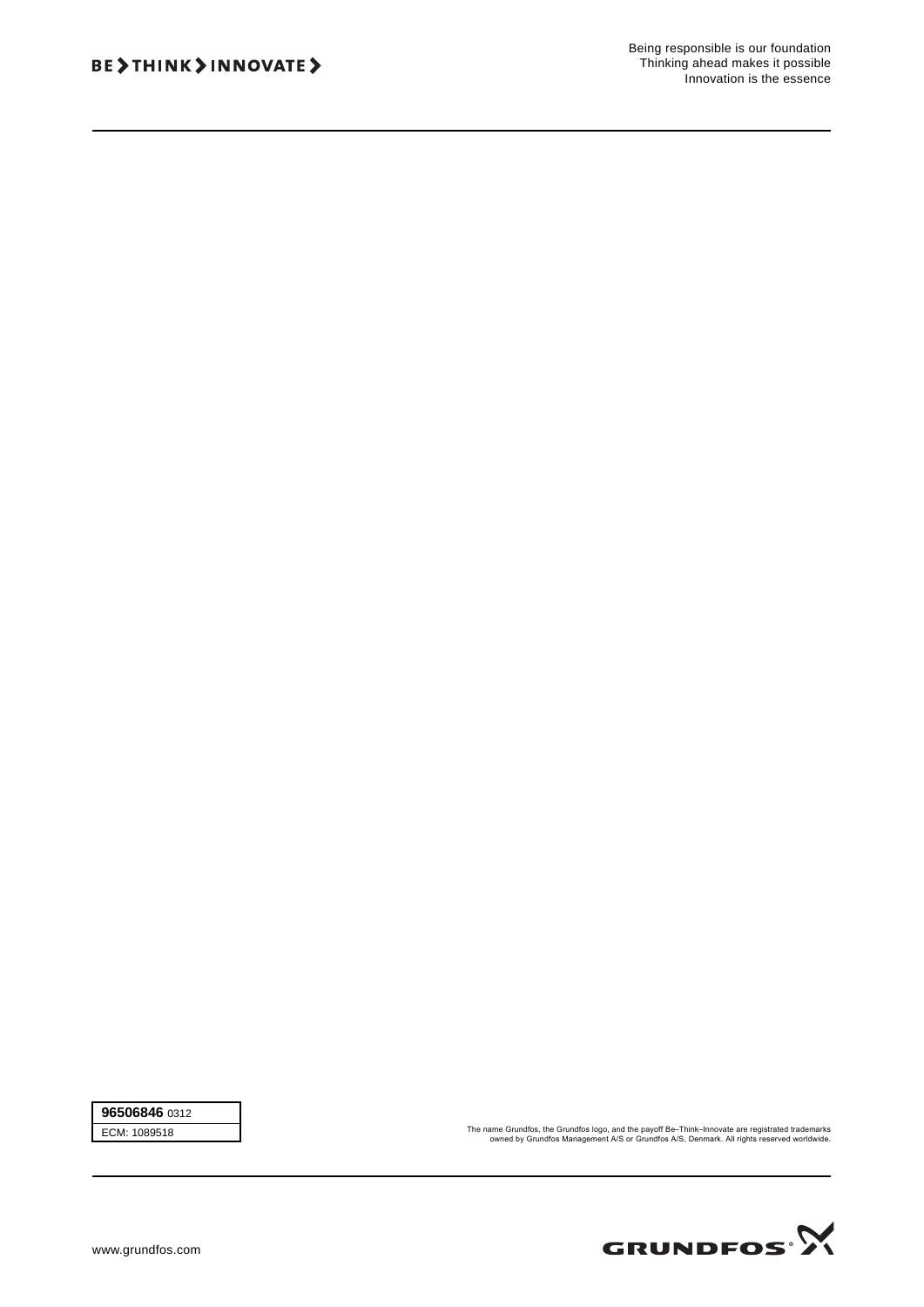BE > THINK > INNOVATE >

Being responsible is our foundation
Thinking ahead makes it possible
Innovation is the essence

| | |
|---|---|
| **96506846** 0312 | |
| ECM: 1089518 | |

The name Grundfos, the Grundfos logo, and the payoff Be–Think–Innovate are registrated trademarks owned by Grundfos Management A/S or Grundfos A/S, Denmark. All rights reserved worldwide.

www.grundfos.com

GRUNDFOS®